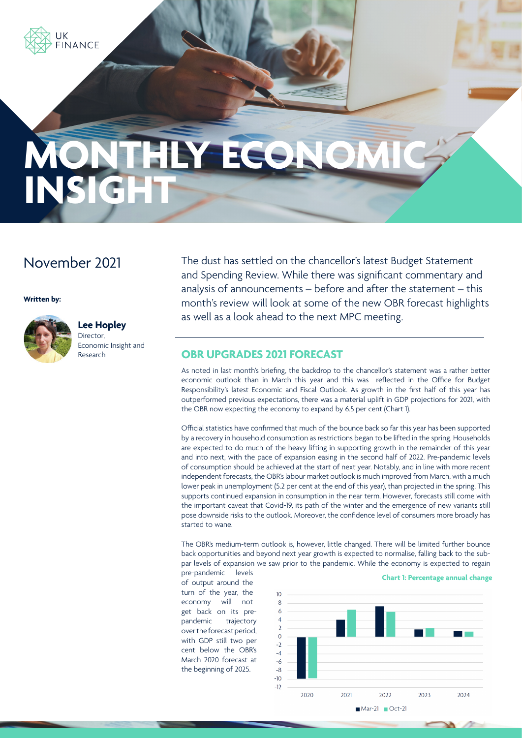UK FINANCE

# MONTHLY ECONOMIC INSIGHT

## November 2021

**Written by:**

**Lee Hopley**
Director,
Economic Insight and Research

The dust has settled on the chancellor's latest Budget Statement and Spending Review. While there was significant commentary and analysis of announcements – before and after the statement – this month's review will look at some of the new OBR forecast highlights as well as a look ahead to the next MPC meeting.

## OBR UPGRADES 2021 FORECAST

As noted in last month's briefing, the backdrop to the chancellor's statement was a rather better economic outlook than in March this year and this was reflected in the Office for Budget Responsibility's latest Economic and Fiscal Outlook. As growth in the first half of this year has outperformed previous expectations, there was a material uplift in GDP projections for 2021, with the OBR now expecting the economy to expand by 6.5 per cent (Chart 1).

Official statistics have confirmed that much of the bounce back so far this year has been supported by a recovery in household consumption as restrictions began to be lifted in the spring. Households are expected to do much of the heavy lifting in supporting growth in the remainder of this year and into next, with the pace of expansion easing in the second half of 2022. Pre-pandemic levels of consumption should be achieved at the start of next year. Notably, and in line with more recent independent forecasts, the OBR's labour market outlook is much improved from March, with a much lower peak in unemployment (5.2 per cent at the end of this year), than projected in the spring. This supports continued expansion in consumption in the near term. However, forecasts still come with the important caveat that Covid-19, its path of the winter and the emergence of new variants still pose downside risks to the outlook. Moreover, the confidence level of consumers more broadly has started to wane.

The OBR's medium-term outlook is, however, little changed. There will be limited further bounce back opportunities and beyond next year growth is expected to normalise, falling back to the sub-par levels of expansion we saw prior to the pandemic. While the economy is expected to regain pre-pandemic levels of output around the turn of the year, the economy will not get back on its pre-pandemic trajectory over the forecast period, with GDP still two per cent below the OBR's March 2020 forecast at the beginning of 2025.

**Chart 1: Percentage annual change**

| Year | Mar-21 | Oct-21 |
|---|---|---|
| 2020 | -9.9 | -9.8 |
| 2021 | 4.0 | 6.5 |
| 2022 | 7.3 | 6.0 |
| 2023 | 1.7 | 2.1 |
| 2024 | 1.6 | 1.3 |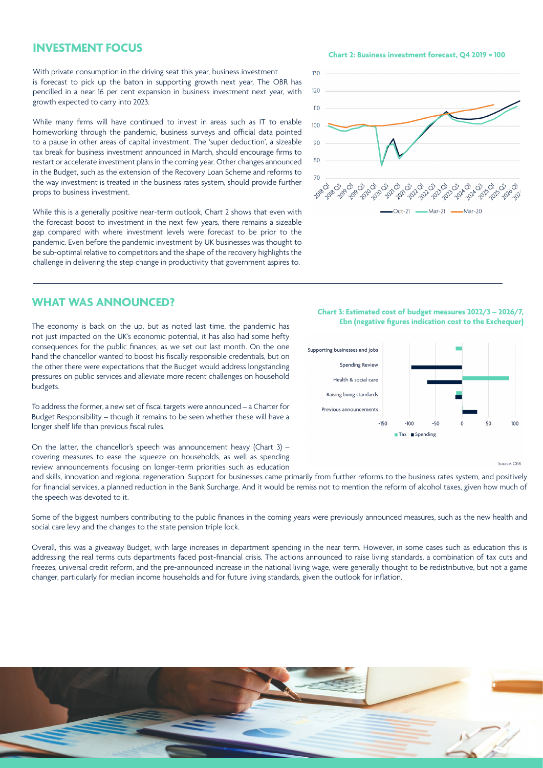## INVESTMENT FOCUS

With private consumption in the driving seat this year, business investment is forecast to pick up the baton in supporting growth next year. The OBR has pencilled in a near 16 per cent expansion in business investment next year, with growth expected to carry into 2023.

While many firms will have continued to invest in areas such as IT to enable homeworking through the pandemic, business surveys and official data pointed to a pause in other areas of capital investment. The 'super deduction', a sizeable tax break for business investment announced in March, should encourage firms to restart or accelerate investment plans in the coming year. Other changes announced in the Budget, such as the extension of the Recovery Loan Scheme and reforms to the way investment is treated in the business rates system, should provide further props to business investment.

While this is a generally positive near-term outlook, Chart 2 shows that even with the forecast boost to investment in the next few years, there remains a sizeable gap compared with where investment levels were forecast to be prior to the pandemic. Even before the pandemic investment by UK businesses was thought to be sub-optimal relative to competitors and the shape of the recovery highlights the challenge in delivering the step change in productivity that government aspires to.

**Chart 2: Business investment forecast, Q4 2019 = 100**

Legend: Oct-21, Mar-21, Mar-20

## WHAT WAS ANNOUNCED?

The economy is back on the up, but as noted last time, the pandemic has not just impacted on the UK's economic potential, it has also had some hefty consequences for the public finances, as we set out last month. On the one hand the chancellor wanted to boost his fiscally responsible credentials, but on the other there were expectations that the Budget would address longstanding pressures on public services and alleviate more recent challenges on household budgets.

To address the former, a new set of fiscal targets were announced – a Charter for Budget Responsibility – though it remains to be seen whether these will have a longer shelf life than previous fiscal rules.

On the latter, the chancellor's speech was announcement heavy (Chart 3) – covering measures to ease the squeeze on households, as well as spending review announcements focusing on longer-term priorities such as education and skills, innovation and regional regeneration. Support for businesses came primarily from further reforms to the business rates system, and positively for financial services, a planned reduction in the Bank Surcharge. And it would be remiss not to mention the reform of alcohol taxes, given how much of the speech was devoted to it.

**Chart 3: Estimated cost of budget measures 2022/3 – 2026/7, £bn (negative figures indication cost to the Exchequer)**

Categories: Supporting businesses and jobs; Spending Review; Health & social care; Raising living standards; Previous announcements. Legend: Tax, Spending

Source: OBR

Some of the biggest numbers contributing to the public finances in the coming years were previously announced measures, such as the new health and social care levy and the changes to the state pension triple lock.

Overall, this was a giveaway Budget, with large increases in department spending in the near term. However, in some cases such as education this is addressing the real terms cuts departments faced post-financial crisis. The actions announced to raise living standards, a combination of tax cuts and freezes, universal credit reform, and the pre-announced increase in the national living wage, were generally thought to be redistributive, but not a game changer, particularly for median income households and for future living standards, given the outlook for inflation.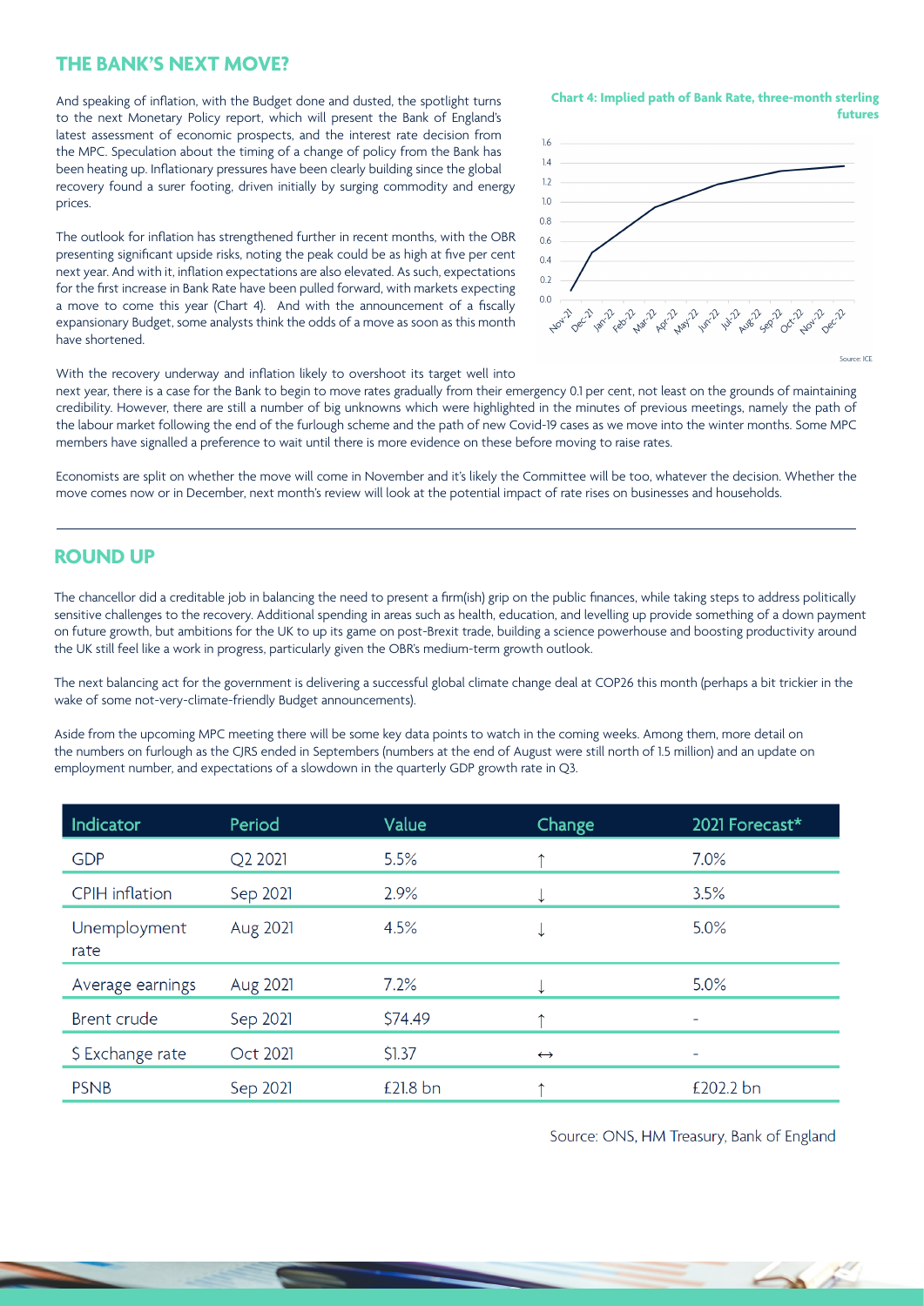## THE BANK'S NEXT MOVE?

And speaking of inflation, with the Budget done and dusted, the spotlight turns to the next Monetary Policy report, which will present the Bank of England's latest assessment of economic prospects, and the interest rate decision from the MPC. Speculation about the timing of a change of policy from the Bank has been heating up. Inflationary pressures have been clearly building since the global recovery found a surer footing, driven initially by surging commodity and energy prices.

The outlook for inflation has strengthened further in recent months, with the OBR presenting significant upside risks, noting the peak could be as high at five per cent next year. And with it, inflation expectations are also elevated. As such, expectations for the first increase in Bank Rate have been pulled forward, with markets expecting a move to come this year (Chart 4). And with the announcement of a fiscally expansionary Budget, some analysts think the odds of a move as soon as this month have shortened.

**Chart 4: Implied path of Bank Rate, three-month sterling futures**

1.6
1.4
1.2
1.0
0.8
0.6
0.4
0.2
0.0

Nov-21 Dec-21 Jan-22 Feb-22 Mar-22 Apr-22 May-22 Jun-22 Jul-22 Aug-22 Sep-22 Oct-22 Nov-22 Dec-22

Source: ICE

With the recovery underway and inflation likely to overshoot its target well into next year, there is a case for the Bank to begin to move rates gradually from their emergency 0.1 per cent, not least on the grounds of maintaining credibility. However, there are still a number of big unknowns which were highlighted in the minutes of previous meetings, namely the path of the labour market following the end of the furlough scheme and the path of new Covid-19 cases as we move into the winter months. Some MPC members have signalled a preference to wait until there is more evidence on these before moving to raise rates.

Economists are split on whether the move will come in November and it's likely the Committee will be too, whatever the decision. Whether the move comes now or in December, next month's review will look at the potential impact of rate rises on businesses and households.

---

## ROUND UP

The chancellor did a creditable job in balancing the need to present a firm(ish) grip on the public finances, while taking steps to address politically sensitive challenges to the recovery. Additional spending in areas such as health, education, and levelling up provide something of a down payment on future growth, but ambitions for the UK to up its game on post-Brexit trade, building a science powerhouse and boosting productivity around the UK still feel like a work in progress, particularly given the OBR's medium-term growth outlook.

The next balancing act for the government is delivering a successful global climate change deal at COP26 this month (perhaps a bit trickier in the wake of some not-very-climate-friendly Budget announcements).

Aside from the upcoming MPC meeting there will be some key data points to watch in the coming weeks. Among them, more detail on the numbers on furlough as the CJRS ended in Septembers (numbers at the end of August were still north of 1.5 million) and an update on employment number, and expectations of a slowdown in the quarterly GDP growth rate in Q3.

| Indicator | Period | Value | Change | 2021 Forecast* |
|---|---|---|---|---|
| GDP | Q2 2021 | 5.5% | ↑ | 7.0% |
| CPIH inflation | Sep 2021 | 2.9% | ↓ | 3.5% |
| Unemployment rate | Aug 2021 | 4.5% | ↓ | 5.0% |
| Average earnings | Aug 2021 | 7.2% | ↓ | 5.0% |
| Brent crude | Sep 2021 | $74.49 | ↑ | - |
| $ Exchange rate | Oct 2021 | $1.37 | ↔ | - |
| PSNB | Sep 2021 | £21.8 bn | ↑ | £202.2 bn |

Source: ONS, HM Treasury, Bank of England